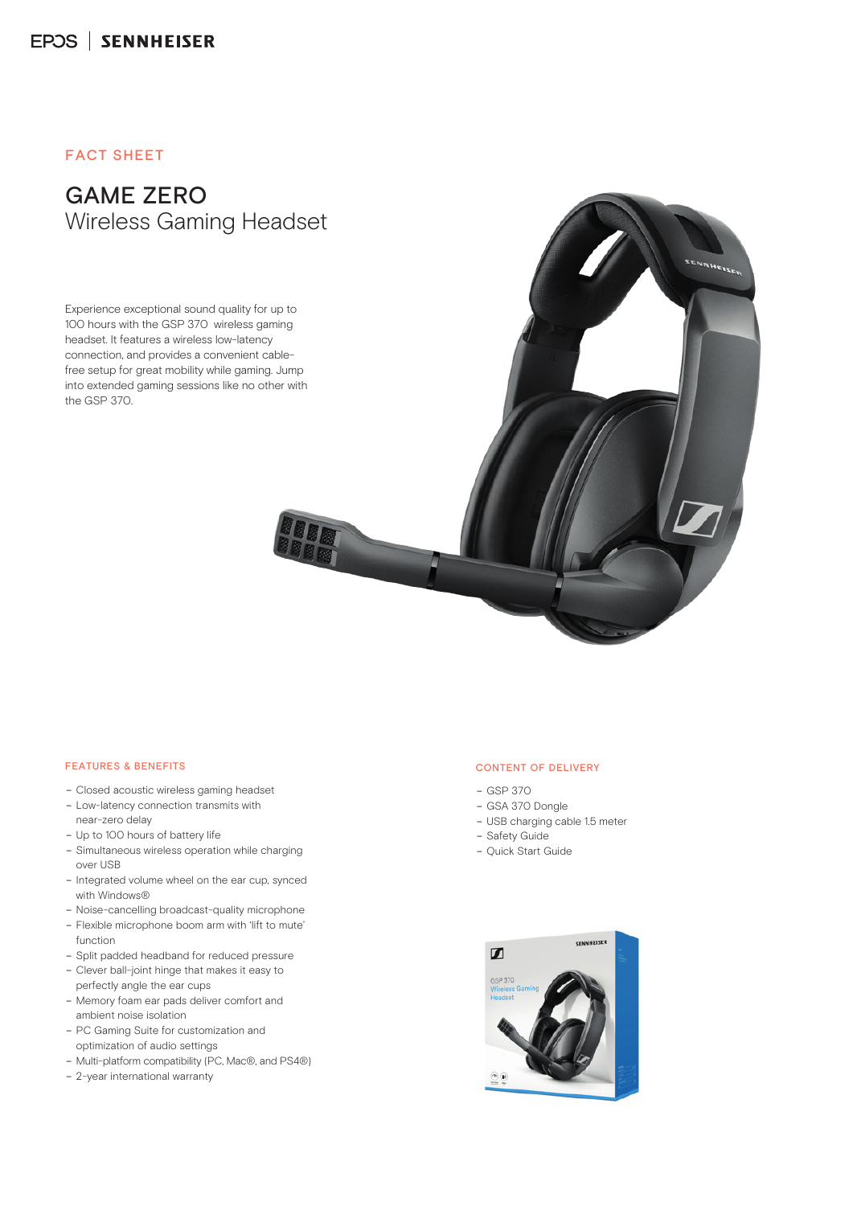EPOS | SENNHEISER

FACT SHEET

# GAME ZERO
## Wireless Gaming Headset

Experience exceptional sound quality for up to 100 hours with the GSP 370 wireless gaming headset. It features a wireless low-latency connection, and provides a convenient cable-free setup for great mobility while gaming. Jump into extended gaming sessions like no other with the GSP 370.

### FEATURES & BENEFITS

- Closed acoustic wireless gaming headset
- Low-latency connection transmits with near-zero delay
- Up to 100 hours of battery life
- Simultaneous wireless operation while charging over USB
- Integrated volume wheel on the ear cup, synced with Windows®
- Noise-cancelling broadcast-quality microphone
- Flexible microphone boom arm with 'lift to mute' function
- Split padded headband for reduced pressure
- Clever ball-joint hinge that makes it easy to perfectly angle the ear cups
- Memory foam ear pads deliver comfort and ambient noise isolation
- PC Gaming Suite for customization and optimization of audio settings
- Multi-platform compatibility (PC, Mac®, and PS4®)
- 2-year international warranty

### CONTENT OF DELIVERY

- GSP 370
- GSA 370 Dongle
- USB charging cable 1.5 meter
- Safety Guide
- Quick Start Guide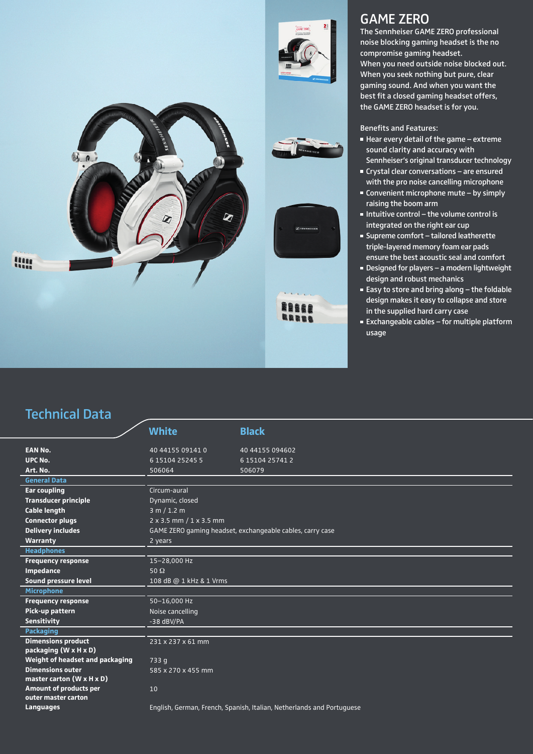## GAME ZERO

The Sennheiser GAME ZERO professional noise blocking gaming headset is the no compromise gaming headset. When you need outside noise blocked out. When you seek nothing but pure, clear gaming sound. And when you want the best fit a closed gaming headset offers, the GAME ZERO headset is for you.

Benefits and Features:

- Hear every detail of the game – extreme sound clarity and accuracy with Sennheiser's original transducer technology
- Crystal clear conversations – are ensured with the pro noise cancelling microphone
- Convenient microphone mute – by simply raising the boom arm
- Intuitive control – the volume control is integrated on the right ear cup
- Supreme comfort – tailored leatherette triple-layered memory foam ear pads ensure the best acoustic seal and comfort
- Designed for players – a modern lightweight design and robust mechanics
- Easy to store and bring along – the foldable design makes it easy to collapse and store in the supplied hard carry case
- Exchangeable cables – for multiple platform usage

## Technical Data

| | White | Black |
|---|---|---|
| **EAN No.** | 40 44155 09141 0 | 40 44155 094602 |
| **UPC No.** | 6 15104 25245 5 | 6 15104 25741 2 |
| **Art. No.** | 506064 | 506079 |
| **General Data** | | |
| **Ear coupling** | Circum-aural | |
| **Transducer principle** | Dynamic, closed | |
| **Cable length** | 3 m / 1.2 m | |
| **Connector plugs** | 2 x 3.5 mm / 1 x 3.5 mm | |
| **Delivery includes** | GAME ZERO gaming headset, exchangeable cables, carry case | |
| **Warranty** | 2 years | |
| **Headphones** | | |
| **Frequency response** | 15–28,000 Hz | |
| **Impedance** | 50 Ω | |
| **Sound pressure level** | 108 dB @ 1 kHz & 1 Vrms | |
| **Microphone** | | |
| **Frequency response** | 50–16,000 Hz | |
| **Pick-up pattern** | Noise cancelling | |
| **Sensitivity** | -38 dBV/PA | |
| **Packaging** | | |
| **Dimensions product packaging (W x H x D)** | 231 x 237 x 61 mm | |
| **Weight of headset and packaging** | 733 g | |
| **Dimensions outer master carton (W x H x D)** | 585 x 270 x 455 mm | |
| **Amount of products per outer master carton** | 10 | |
| **Languages** | English, German, French, Spanish, Italian, Netherlands and Portuguese | |